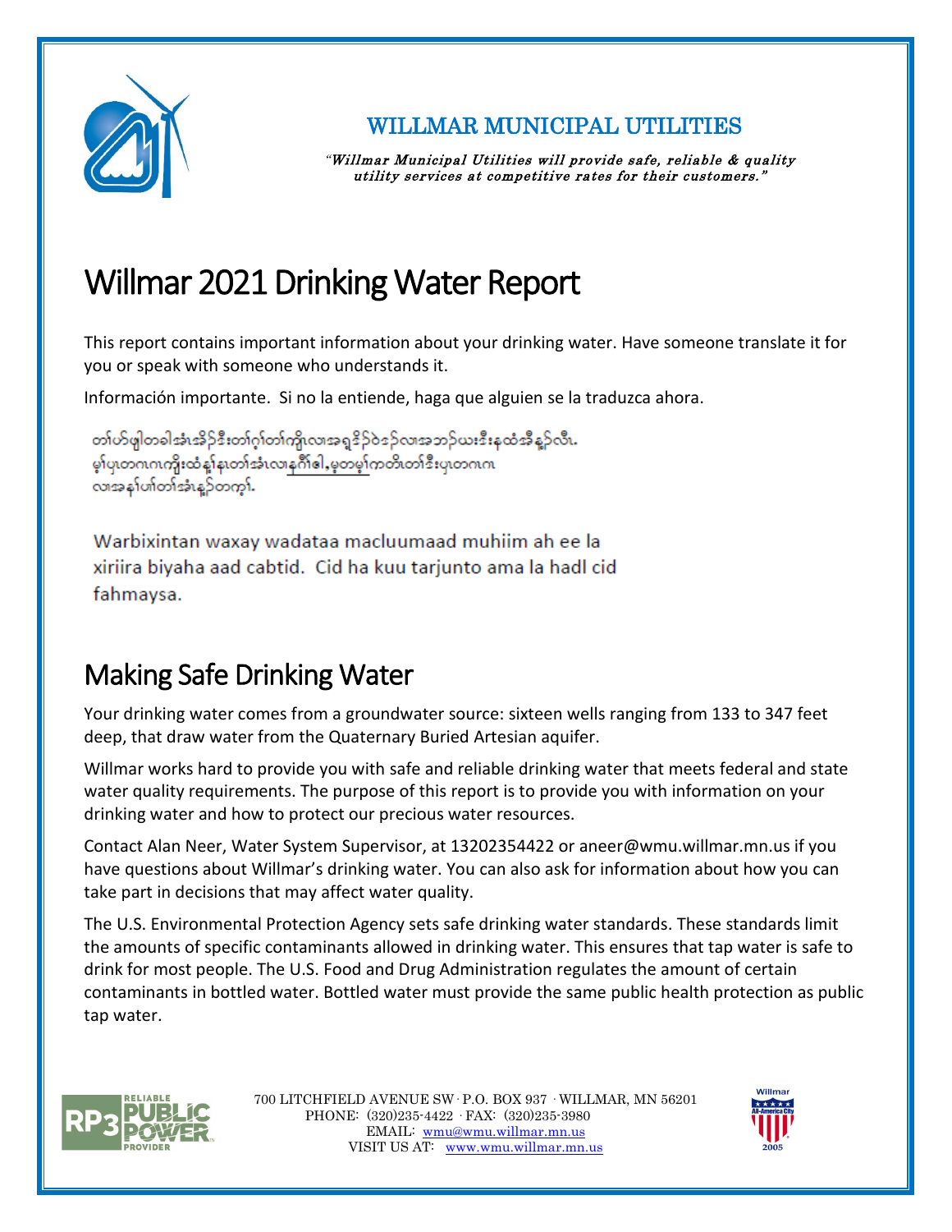# WILLMAR MUNICIPAL UTILITIES

*"Willmar Municipal Utilities will provide safe, reliable & quality utility services at competitive rates for their customers."*

# Willmar 2021 Drinking Water Report

This report contains important information about your drinking water. Have someone translate it for you or speak with someone who understands it.

Información importante. Si no la entiende, haga que alguien se la traduzca ahora.

တၢ်ဟ်ဖျါတခါအံၤအိၣ်ဒီးတၢ်ဂ့ၢ်တၢ်ကျိၤလၢအရှ့ဒိၣ်ဝဲဒၣ်လၢအဘၣ်ယးဒီးနထံအီနၣ်လီၤ. မ့ၢ်ပှၤတဂၤဂၤကျိးထံနၢ်နၤတၢ်အံၤလၢနဂီၢ်ဓါ,မ့တမ့ၢ်ကတိၤတၢ်ဒီးပှၤတဂၤဂၤ လၢအနၢ်ပၢ်တၢ်အံၤန့ၣ်တက့ၢ်.

Warbixintan waxay wadataa macluumaad muhiim ah ee la xiriira biyaha aad cabtid. Cid ha kuu tarjunto ama la hadl cid fahmaysa.

## Making Safe Drinking Water

Your drinking water comes from a groundwater source: sixteen wells ranging from 133 to 347 feet deep, that draw water from the Quaternary Buried Artesian aquifer.

Willmar works hard to provide you with safe and reliable drinking water that meets federal and state water quality requirements. The purpose of this report is to provide you with information on your drinking water and how to protect our precious water resources.

Contact Alan Neer, Water System Supervisor, at 13202354422 or aneer@wmu.willmar.mn.us if you have questions about Willmar's drinking water. You can also ask for information about how you can take part in decisions that may affect water quality.

The U.S. Environmental Protection Agency sets safe drinking water standards. These standards limit the amounts of specific contaminants allowed in drinking water. This ensures that tap water is safe to drink for most people. The U.S. Food and Drug Administration regulates the amount of certain contaminants in bottled water. Bottled water must provide the same public health protection as public tap water.

700 LITCHFIELD AVENUE SW · P.O. BOX 937 · WILLMAR, MN 56201
PHONE: (320)235-4422 · FAX: (320)235-3980
EMAIL: wmu@wmu.willmar.mn.us
VISIT US AT: www.wmu.willmar.mn.us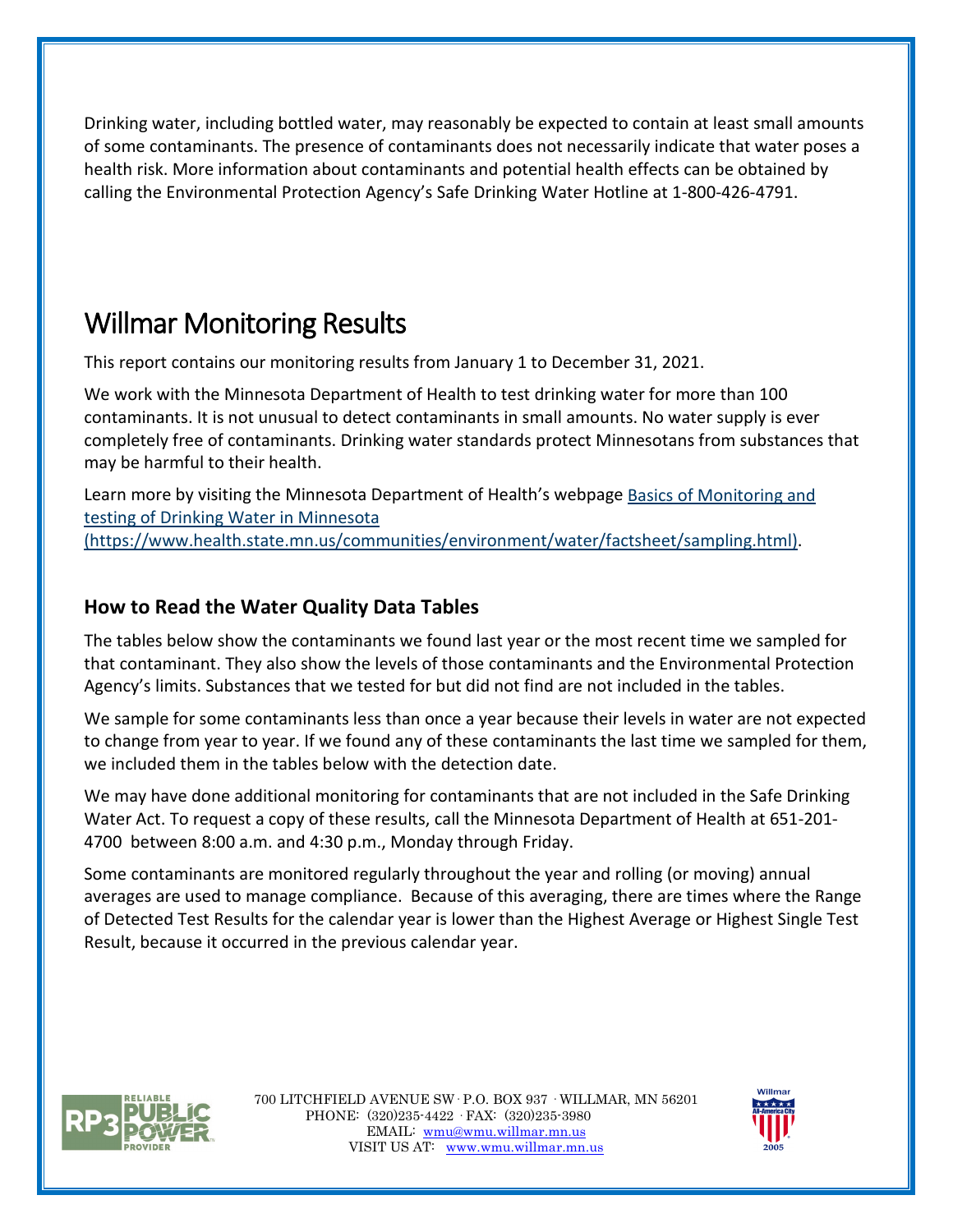Drinking water, including bottled water, may reasonably be expected to contain at least small amounts of some contaminants. The presence of contaminants does not necessarily indicate that water poses a health risk. More information about contaminants and potential health effects can be obtained by calling the Environmental Protection Agency's Safe Drinking Water Hotline at 1-800-426-4791.

# Willmar Monitoring Results

This report contains our monitoring results from January 1 to December 31, 2021.

We work with the Minnesota Department of Health to test drinking water for more than 100 contaminants. It is not unusual to detect contaminants in small amounts. No water supply is ever completely free of contaminants. Drinking water standards protect Minnesotans from substances that may be harmful to their health.

Learn more by visiting the Minnesota Department of Health's webpage [Basics of Monitoring and testing of Drinking Water in Minnesota (https://www.health.state.mn.us/communities/environment/water/factsheet/sampling.html)](https://www.health.state.mn.us/communities/environment/water/factsheet/sampling.html).

## How to Read the Water Quality Data Tables

The tables below show the contaminants we found last year or the most recent time we sampled for that contaminant. They also show the levels of those contaminants and the Environmental Protection Agency's limits. Substances that we tested for but did not find are not included in the tables.

We sample for some contaminants less than once a year because their levels in water are not expected to change from year to year. If we found any of these contaminants the last time we sampled for them, we included them in the tables below with the detection date.

We may have done additional monitoring for contaminants that are not included in the Safe Drinking Water Act. To request a copy of these results, call the Minnesota Department of Health at 651-201-4700 between 8:00 a.m. and 4:30 p.m., Monday through Friday.

Some contaminants are monitored regularly throughout the year and rolling (or moving) annual averages are used to manage compliance. Because of this averaging, there are times where the Range of Detected Test Results for the calendar year is lower than the Highest Average or Highest Single Test Result, because it occurred in the previous calendar year.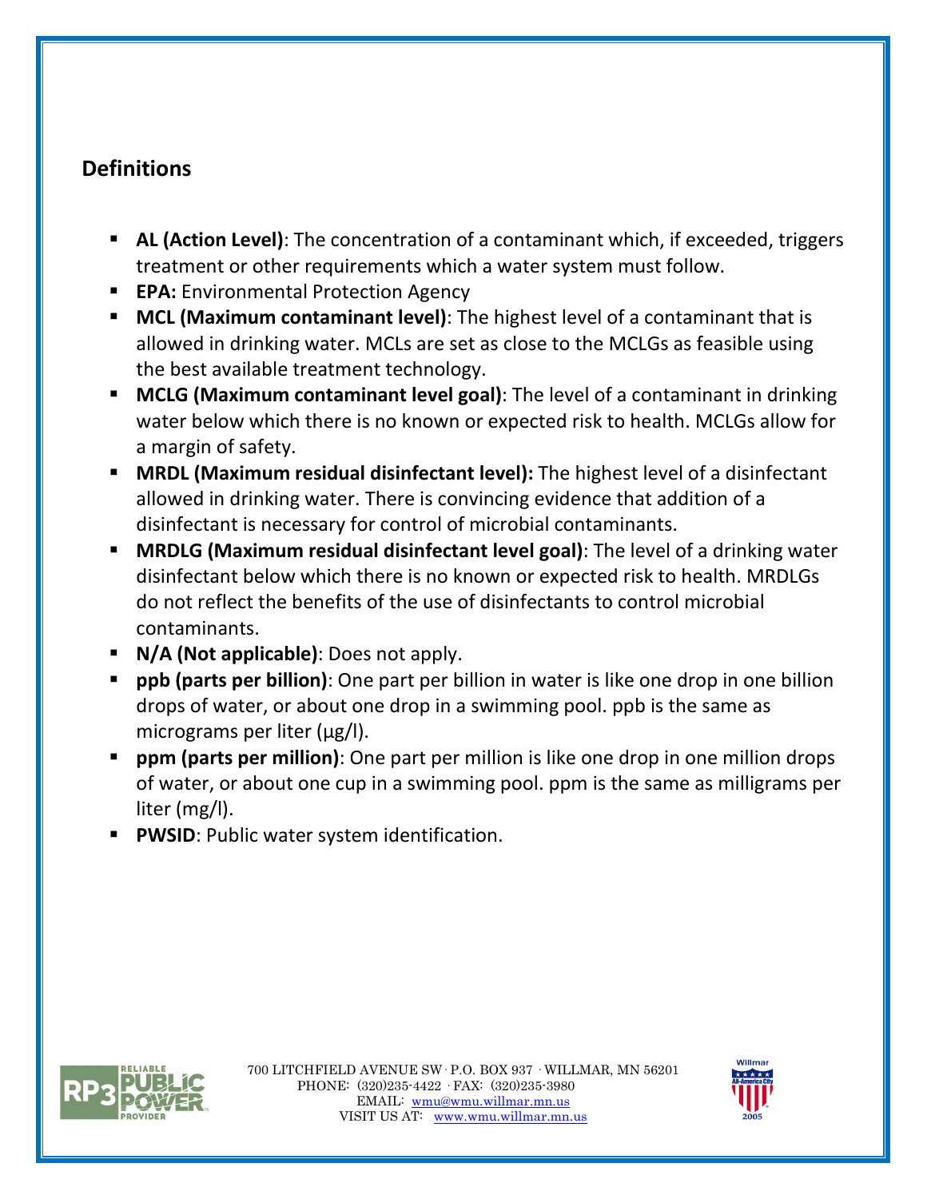## Definitions

- **AL (Action Level)**: The concentration of a contaminant which, if exceeded, triggers treatment or other requirements which a water system must follow.
- **EPA:** Environmental Protection Agency
- **MCL (Maximum contaminant level)**: The highest level of a contaminant that is allowed in drinking water. MCLs are set as close to the MCLGs as feasible using the best available treatment technology.
- **MCLG (Maximum contaminant level goal)**: The level of a contaminant in drinking water below which there is no known or expected risk to health. MCLGs allow for a margin of safety.
- **MRDL (Maximum residual disinfectant level):** The highest level of a disinfectant allowed in drinking water. There is convincing evidence that addition of a disinfectant is necessary for control of microbial contaminants.
- **MRDLG (Maximum residual disinfectant level goal)**: The level of a drinking water disinfectant below which there is no known or expected risk to health. MRDLGs do not reflect the benefits of the use of disinfectants to control microbial contaminants.
- **N/A (Not applicable)**: Does not apply.
- **ppb (parts per billion)**: One part per billion in water is like one drop in one billion drops of water, or about one drop in a swimming pool. ppb is the same as micrograms per liter (μg/l).
- **ppm (parts per million)**: One part per million is like one drop in one million drops of water, or about one cup in a swimming pool. ppm is the same as milligrams per liter (mg/l).
- **PWSID**: Public water system identification.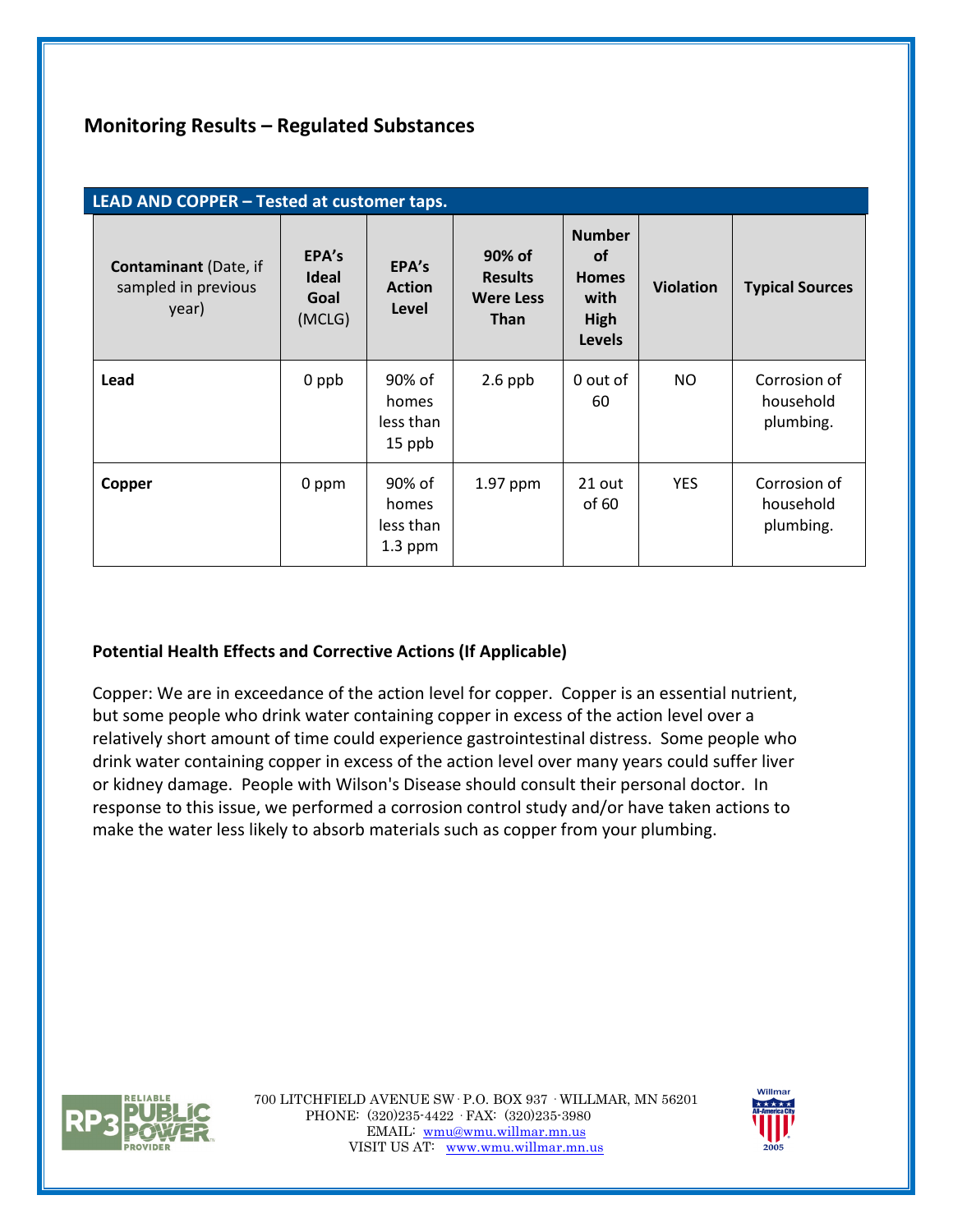## Monitoring Results – Regulated Substances

**LEAD AND COPPER – Tested at customer taps.**

| **Contaminant** (Date, if sampled in previous year) | **EPA's Ideal Goal** (MCLG) | **EPA's Action Level** | **90% of Results Were Less Than** | **Number of Homes with High Levels** | **Violation** | **Typical Sources** |
|---|---|---|---|---|---|---|
| **Lead** | 0 ppb | 90% of homes less than 15 ppb | 2.6 ppb | 0 out of 60 | NO | Corrosion of household plumbing. |
| **Copper** | 0 ppm | 90% of homes less than 1.3 ppm | 1.97 ppm | 21 out of 60 | YES | Corrosion of household plumbing. |

**Potential Health Effects and Corrective Actions (If Applicable)**

Copper: We are in exceedance of the action level for copper. Copper is an essential nutrient, but some people who drink water containing copper in excess of the action level over a relatively short amount of time could experience gastrointestinal distress. Some people who drink water containing copper in excess of the action level over many years could suffer liver or kidney damage. People with Wilson's Disease should consult their personal doctor. In response to this issue, we performed a corrosion control study and/or have taken actions to make the water less likely to absorb materials such as copper from your plumbing.

700 LITCHFIELD AVENUE SW · P.O. BOX 937 · WILLMAR, MN 56201
PHONE: (320)235-4422 · FAX: (320)235-3980
EMAIL: wmu@wmu.willmar.mn.us
VISIT US AT: www.wmu.willmar.mn.us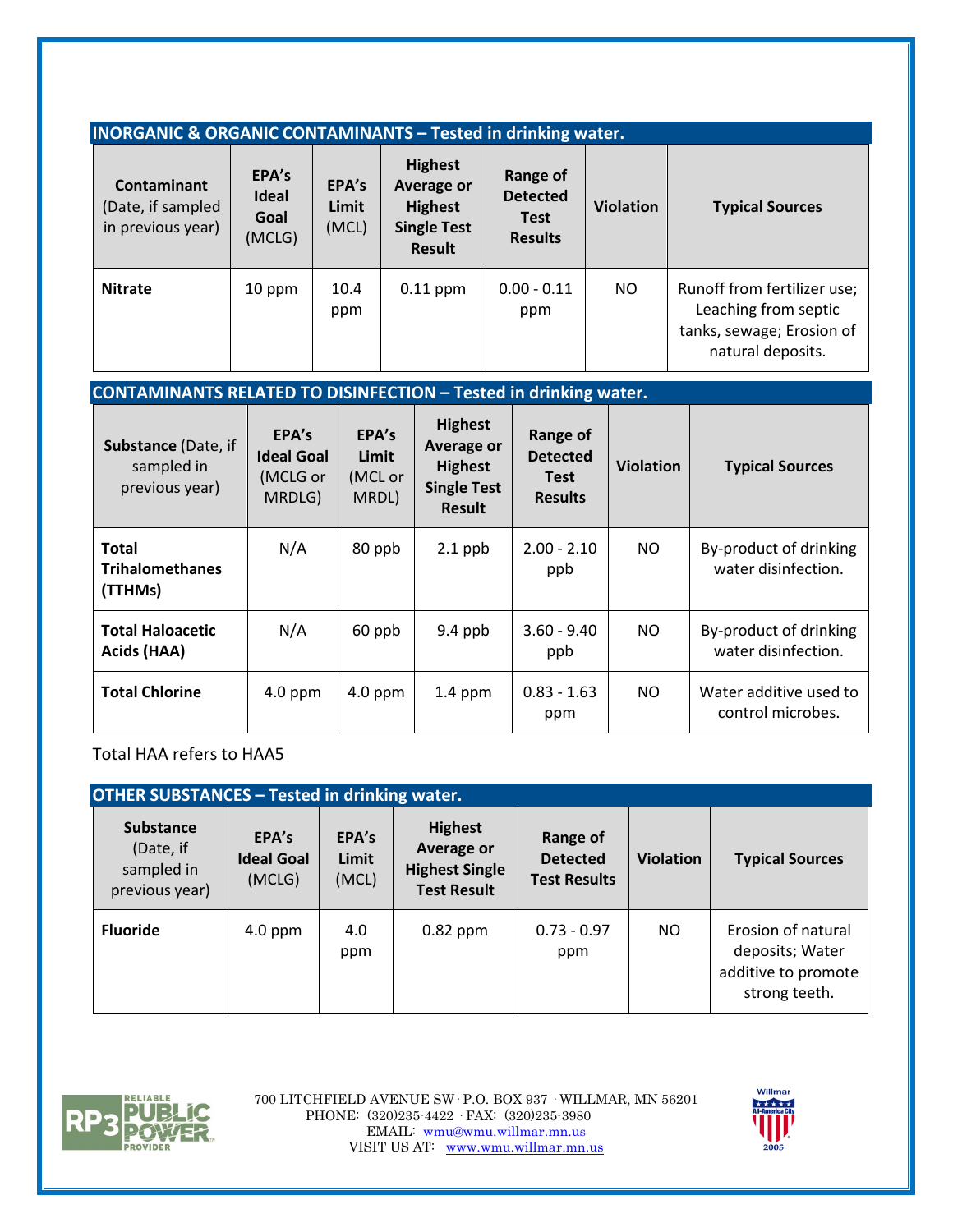## INORGANIC & ORGANIC CONTAMINANTS – Tested in drinking water.

| **Contaminant** (Date, if sampled in previous year) | **EPA's Ideal Goal** (MCLG) | **EPA's Limit** (MCL) | **Highest Average or Highest Single Test Result** | **Range of Detected Test Results** | **Violation** | **Typical Sources** |
|---|---|---|---|---|---|---|
| **Nitrate** | 10 ppm | 10.4 ppm | 0.11 ppm | 0.00 - 0.11 ppm | NO | Runoff from fertilizer use; Leaching from septic tanks, sewage; Erosion of natural deposits. |

## CONTAMINANTS RELATED TO DISINFECTION – Tested in drinking water.

| **Substance** (Date, if sampled in previous year) | **EPA's Ideal Goal** (MCLG or MRDLG) | **EPA's Limit** (MCL or MRDL) | **Highest Average or Highest Single Test Result** | **Range of Detected Test Results** | **Violation** | **Typical Sources** |
|---|---|---|---|---|---|---|
| **Total Trihalomethanes (TTHMs)** | N/A | 80 ppb | 2.1 ppb | 2.00 - 2.10 ppb | NO | By-product of drinking water disinfection. |
| **Total Haloacetic Acids (HAA)** | N/A | 60 ppb | 9.4 ppb | 3.60 - 9.40 ppb | NO | By-product of drinking water disinfection. |
| **Total Chlorine** | 4.0 ppm | 4.0 ppm | 1.4 ppm | 0.83 - 1.63 ppm | NO | Water additive used to control microbes. |

Total HAA refers to HAA5

## OTHER SUBSTANCES – Tested in drinking water.

| **Substance** (Date, if sampled in previous year) | **EPA's Ideal Goal** (MCLG) | **EPA's Limit** (MCL) | **Highest Average or Highest Single Test Result** | **Range of Detected Test Results** | **Violation** | **Typical Sources** |
|---|---|---|---|---|---|---|
| **Fluoride** | 4.0 ppm | 4.0 ppm | 0.82 ppm | 0.73 - 0.97 ppm | NO | Erosion of natural deposits; Water additive to promote strong teeth. |

700 LITCHFIELD AVENUE SW · P.O. BOX 937 · WILLMAR, MN 56201
PHONE: (320)235-4422 · FAX: (320)235-3980
EMAIL: wmu@wmu.willmar.mn.us
VISIT US AT: www.wmu.willmar.mn.us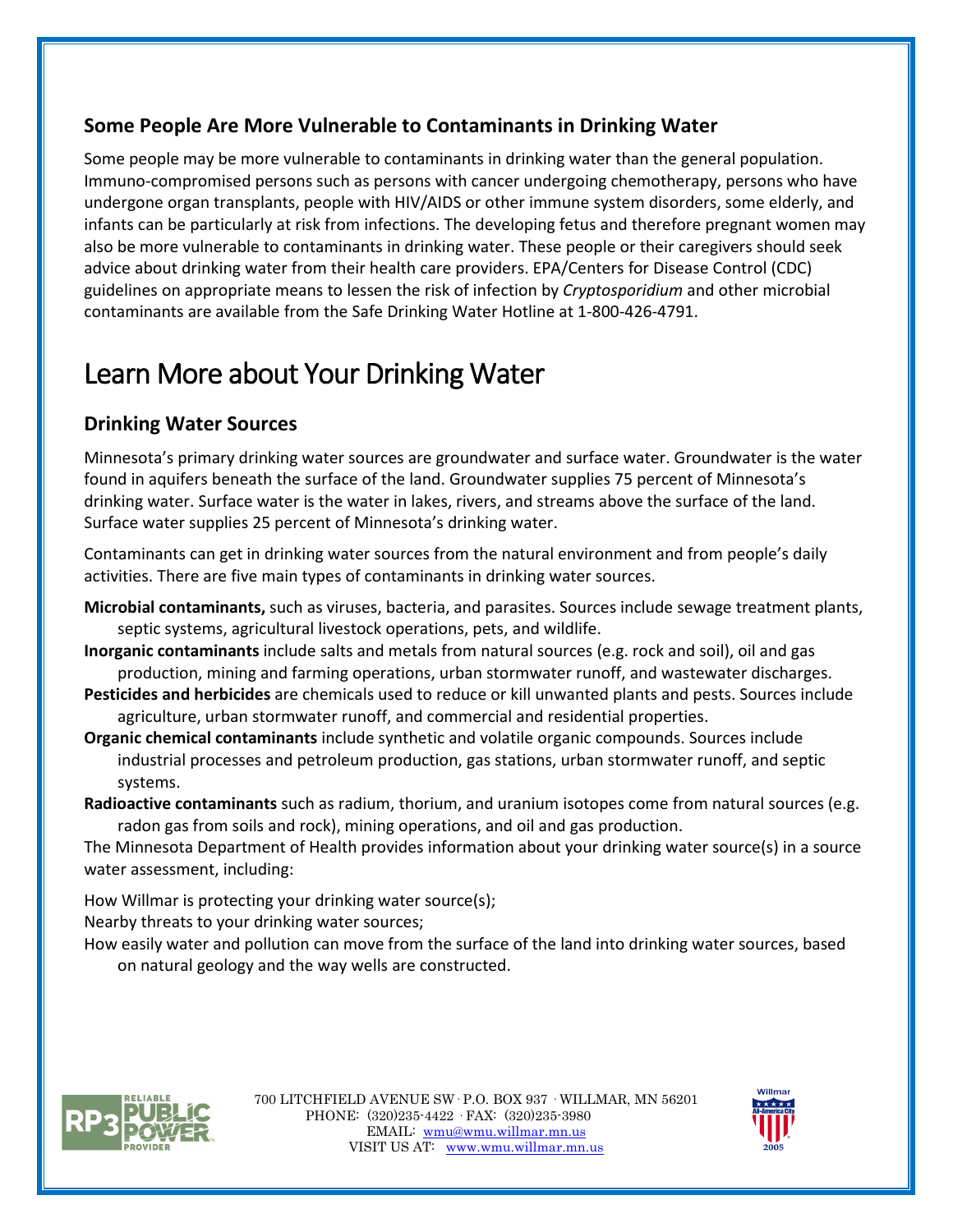### Some People Are More Vulnerable to Contaminants in Drinking Water

Some people may be more vulnerable to contaminants in drinking water than the general population. Immuno-compromised persons such as persons with cancer undergoing chemotherapy, persons who have undergone organ transplants, people with HIV/AIDS or other immune system disorders, some elderly, and infants can be particularly at risk from infections. The developing fetus and therefore pregnant women may also be more vulnerable to contaminants in drinking water. These people or their caregivers should seek advice about drinking water from their health care providers. EPA/Centers for Disease Control (CDC) guidelines on appropriate means to lessen the risk of infection by *Cryptosporidium* and other microbial contaminants are available from the Safe Drinking Water Hotline at 1-800-426-4791.

## Learn More about Your Drinking Water

### Drinking Water Sources

Minnesota's primary drinking water sources are groundwater and surface water. Groundwater is the water found in aquifers beneath the surface of the land. Groundwater supplies 75 percent of Minnesota's drinking water. Surface water is the water in lakes, rivers, and streams above the surface of the land. Surface water supplies 25 percent of Minnesota's drinking water.

Contaminants can get in drinking water sources from the natural environment and from people's daily activities. There are five main types of contaminants in drinking water sources.

**Microbial contaminants,** such as viruses, bacteria, and parasites. Sources include sewage treatment plants, septic systems, agricultural livestock operations, pets, and wildlife.

**Inorganic contaminants** include salts and metals from natural sources (e.g. rock and soil), oil and gas production, mining and farming operations, urban stormwater runoff, and wastewater discharges.

**Pesticides and herbicides** are chemicals used to reduce or kill unwanted plants and pests. Sources include agriculture, urban stormwater runoff, and commercial and residential properties.

**Organic chemical contaminants** include synthetic and volatile organic compounds. Sources include industrial processes and petroleum production, gas stations, urban stormwater runoff, and septic systems.

**Radioactive contaminants** such as radium, thorium, and uranium isotopes come from natural sources (e.g. radon gas from soils and rock), mining operations, and oil and gas production.

The Minnesota Department of Health provides information about your drinking water source(s) in a source water assessment, including:

How Willmar is protecting your drinking water source(s);

Nearby threats to your drinking water sources;

How easily water and pollution can move from the surface of the land into drinking water sources, based on natural geology and the way wells are constructed.

700 LITCHFIELD AVENUE SW · P.O. BOX 937 · WILLMAR, MN 56201
PHONE: (320)235-4422 · FAX: (320)235-3980
EMAIL: wmu@wmu.willmar.mn.us
VISIT US AT: www.wmu.willmar.mn.us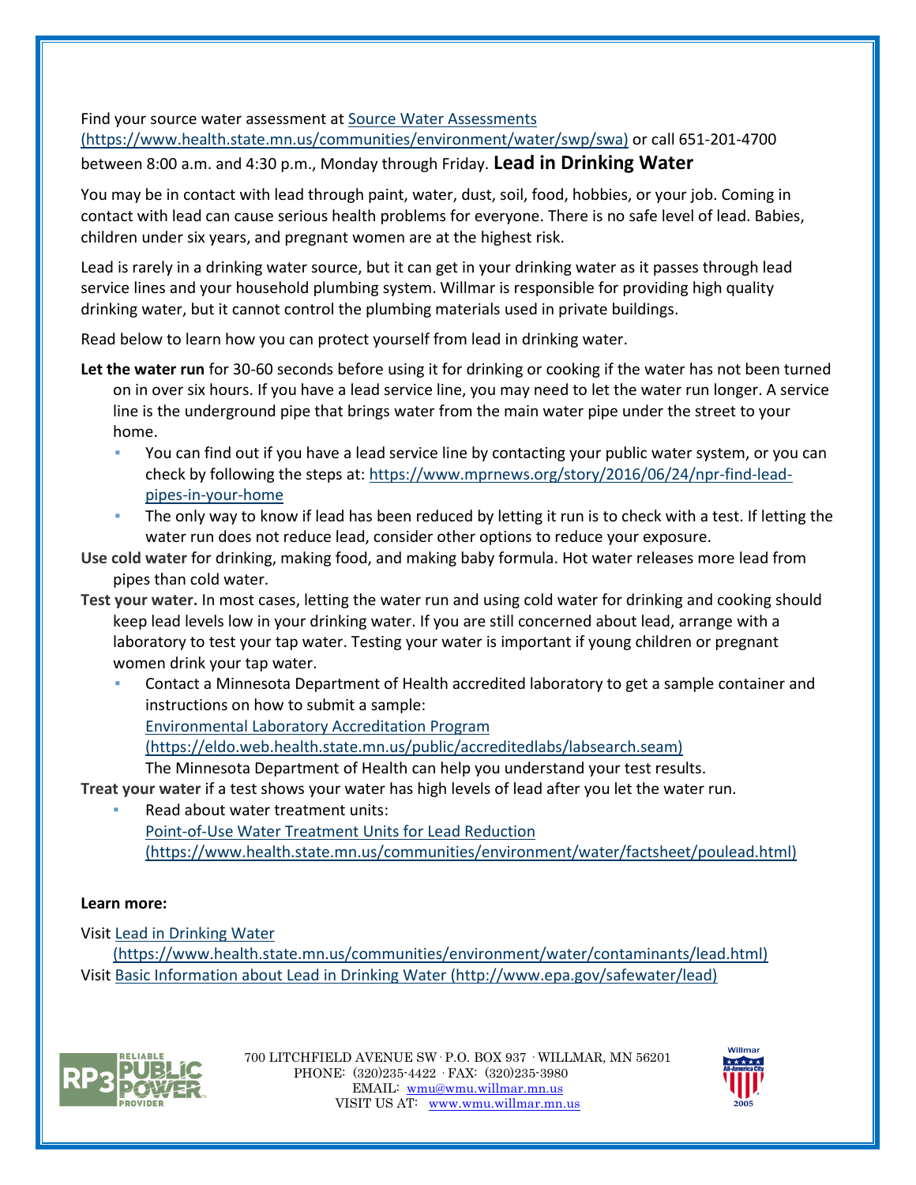Find your source water assessment at [Source Water Assessments (https://www.health.state.mn.us/communities/environment/water/swp/swa)](https://www.health.state.mn.us/communities/environment/water/swp/swa) or call 651-201-4700 between 8:00 a.m. and 4:30 p.m., Monday through Friday.

## Lead in Drinking Water

You may be in contact with lead through paint, water, dust, soil, food, hobbies, or your job. Coming in contact with lead can cause serious health problems for everyone. There is no safe level of lead. Babies, children under six years, and pregnant women are at the highest risk.

Lead is rarely in a drinking water source, but it can get in your drinking water as it passes through lead service lines and your household plumbing system. Willmar is responsible for providing high quality drinking water, but it cannot control the plumbing materials used in private buildings.

Read below to learn how you can protect yourself from lead in drinking water.

**Let the water run** for 30-60 seconds before using it for drinking or cooking if the water has not been turned on in over six hours. If you have a lead service line, you may need to let the water run longer. A service line is the underground pipe that brings water from the main water pipe under the street to your home.

- You can find out if you have a lead service line by contacting your public water system, or you can check by following the steps at: [https://www.mprnews.org/story/2016/06/24/npr-find-lead-pipes-in-your-home](https://www.mprnews.org/story/2016/06/24/npr-find-lead-pipes-in-your-home)
- The only way to know if lead has been reduced by letting it run is to check with a test. If letting the water run does not reduce lead, consider other options to reduce your exposure.

**Use cold water** for drinking, making food, and making baby formula. Hot water releases more lead from pipes than cold water.

**Test your water.** In most cases, letting the water run and using cold water for drinking and cooking should keep lead levels low in your drinking water. If you are still concerned about lead, arrange with a laboratory to test your tap water. Testing your water is important if young children or pregnant women drink your tap water.

- Contact a Minnesota Department of Health accredited laboratory to get a sample container and instructions on how to submit a sample:
  [Environmental Laboratory Accreditation Program (https://eldo.web.health.state.mn.us/public/accreditedlabs/labsearch.seam)](https://eldo.web.health.state.mn.us/public/accreditedlabs/labsearch.seam)
  The Minnesota Department of Health can help you understand your test results.

**Treat your water** if a test shows your water has high levels of lead after you let the water run.

- Read about water treatment units:
  [Point-of-Use Water Treatment Units for Lead Reduction (https://www.health.state.mn.us/communities/environment/water/factsheet/poulead.html)](https://www.health.state.mn.us/communities/environment/water/factsheet/poulead.html)

**Learn more:**

Visit [Lead in Drinking Water (https://www.health.state.mn.us/communities/environment/water/contaminants/lead.html)](https://www.health.state.mn.us/communities/environment/water/contaminants/lead.html)

Visit [Basic Information about Lead in Drinking Water (http://www.epa.gov/safewater/lead)](http://www.epa.gov/safewater/lead)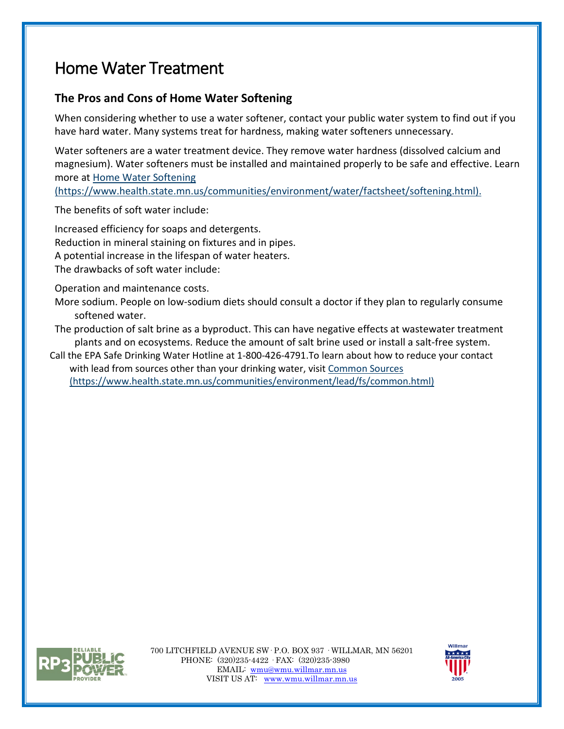# Home Water Treatment

## The Pros and Cons of Home Water Softening

When considering whether to use a water softener, contact your public water system to find out if you have hard water. Many systems treat for hardness, making water softeners unnecessary.

Water softeners are a water treatment device. They remove water hardness (dissolved calcium and magnesium). Water softeners must be installed and maintained properly to be safe and effective. Learn more at [Home Water Softening (https://www.health.state.mn.us/communities/environment/water/factsheet/softening.html).](https://www.health.state.mn.us/communities/environment/water/factsheet/softening.html)

The benefits of soft water include:

- Increased efficiency for soaps and detergents.
- Reduction in mineral staining on fixtures and in pipes.
- A potential increase in the lifespan of water heaters.

The drawbacks of soft water include:

- Operation and maintenance costs.
- More sodium. People on low-sodium diets should consult a doctor if they plan to regularly consume softened water.
- The production of salt brine as a byproduct. This can have negative effects at wastewater treatment plants and on ecosystems. Reduce the amount of salt brine used or install a salt-free system.

Call the EPA Safe Drinking Water Hotline at 1-800-426-4791.To learn about how to reduce your contact with lead from sources other than your drinking water, visit [Common Sources (https://www.health.state.mn.us/communities/environment/lead/fs/common.html)](https://www.health.state.mn.us/communities/environment/lead/fs/common.html)